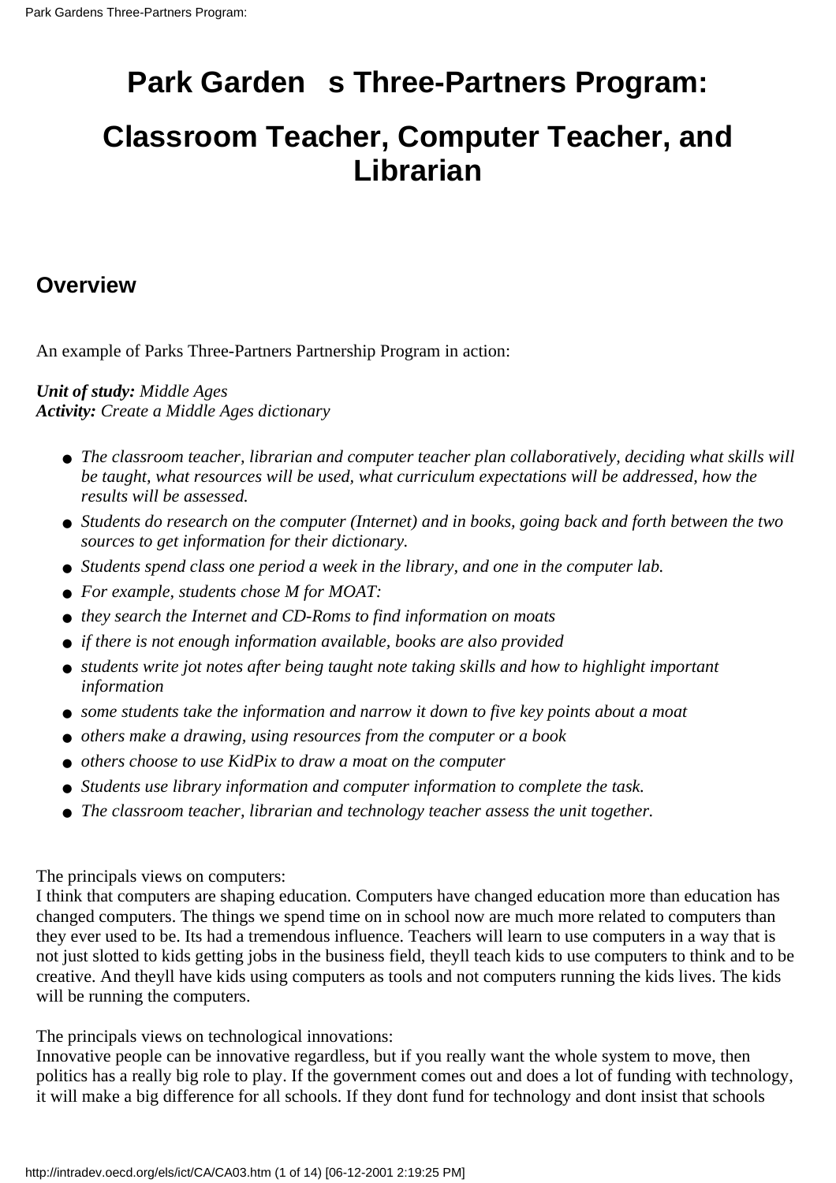# Park Garden s Three-Partners Program:

# Classroom Teacher, Computer Teacher, and Librarian

## Overview

An example of Parks Three-Partners Partnership Program in action:

***Unit of study:*** *Middle Ages*
***Activity:*** *Create a Middle Ages dictionary*

- *The classroom teacher, librarian and computer teacher plan collaboratively, deciding what skills will be taught, what resources will be used, what curriculum expectations will be addressed, how the results will be assessed.*
- *Students do research on the computer (Internet) and in books, going back and forth between the two sources to get information for their dictionary.*
- *Students spend class one period a week in the library, and one in the computer lab.*
- *For example, students chose M for MOAT:*
- *they search the Internet and CD-Roms to find information on moats*
- *if there is not enough information available, books are also provided*
- *students write jot notes after being taught note taking skills and how to highlight important information*
- *some students take the information and narrow it down to five key points about a moat*
- *others make a drawing, using resources from the computer or a book*
- *others choose to use KidPix to draw a moat on the computer*
- *Students use library information and computer information to complete the task.*
- *The classroom teacher, librarian and technology teacher assess the unit together.*

The principals views on computers:
I think that computers are shaping education. Computers have changed education more than education has changed computers. The things we spend time on in school now are much more related to computers than they ever used to be. Its had a tremendous influence. Teachers will learn to use computers in a way that is not just slotted to kids getting jobs in the business field, theyll teach kids to use computers to think and to be creative. And theyll have kids using computers as tools and not computers running the kids lives. The kids will be running the computers.

The principals views on technological innovations:
Innovative people can be innovative regardless, but if you really want the whole system to move, then politics has a really big role to play. If the government comes out and does a lot of funding with technology, it will make a big difference for all schools. If they dont fund for technology and dont insist that schools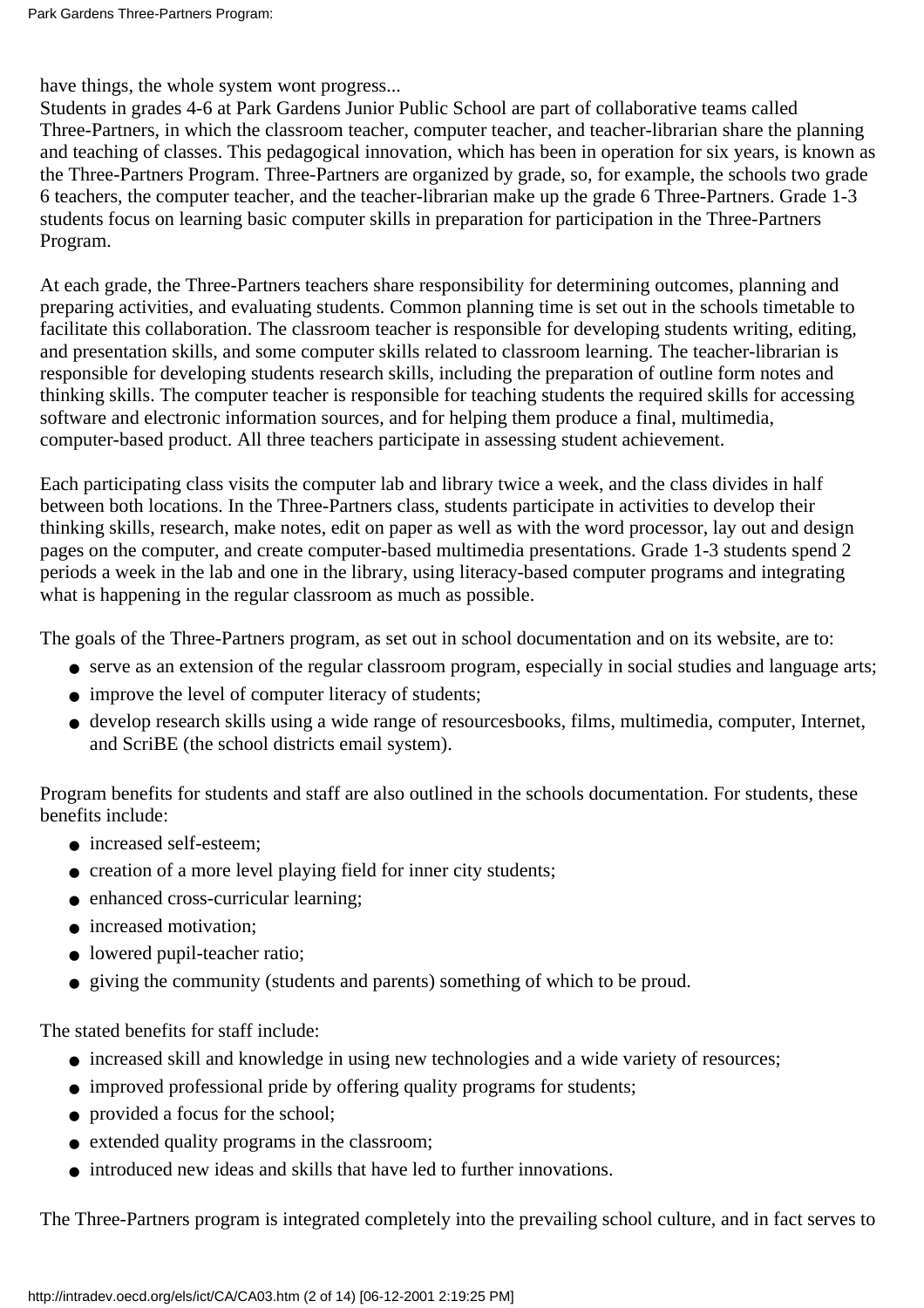have things, the whole system wont progress...

Students in grades 4-6 at Park Gardens Junior Public School are part of collaborative teams called Three-Partners, in which the classroom teacher, computer teacher, and teacher-librarian share the planning and teaching of classes. This pedagogical innovation, which has been in operation for six years, is known as the Three-Partners Program. Three-Partners are organized by grade, so, for example, the schools two grade 6 teachers, the computer teacher, and the teacher-librarian make up the grade 6 Three-Partners. Grade 1-3 students focus on learning basic computer skills in preparation for participation in the Three-Partners Program.

At each grade, the Three-Partners teachers share responsibility for determining outcomes, planning and preparing activities, and evaluating students. Common planning time is set out in the schools timetable to facilitate this collaboration. The classroom teacher is responsible for developing students writing, editing, and presentation skills, and some computer skills related to classroom learning. The teacher-librarian is responsible for developing students research skills, including the preparation of outline form notes and thinking skills. The computer teacher is responsible for teaching students the required skills for accessing software and electronic information sources, and for helping them produce a final, multimedia, computer-based product. All three teachers participate in assessing student achievement.

Each participating class visits the computer lab and library twice a week, and the class divides in half between both locations. In the Three-Partners class, students participate in activities to develop their thinking skills, research, make notes, edit on paper as well as with the word processor, lay out and design pages on the computer, and create computer-based multimedia presentations. Grade 1-3 students spend 2 periods a week in the lab and one in the library, using literacy-based computer programs and integrating what is happening in the regular classroom as much as possible.

The goals of the Three-Partners program, as set out in school documentation and on its website, are to:

- serve as an extension of the regular classroom program, especially in social studies and language arts;
- improve the level of computer literacy of students;
- develop research skills using a wide range of resourcesbooks, films, multimedia, computer, Internet, and ScriBE (the school districts email system).

Program benefits for students and staff are also outlined in the schools documentation. For students, these benefits include:

- increased self-esteem;
- creation of a more level playing field for inner city students;
- enhanced cross-curricular learning;
- increased motivation;
- lowered pupil-teacher ratio;
- giving the community (students and parents) something of which to be proud.

The stated benefits for staff include:

- increased skill and knowledge in using new technologies and a wide variety of resources;
- improved professional pride by offering quality programs for students;
- provided a focus for the school;
- extended quality programs in the classroom;
- introduced new ideas and skills that have led to further innovations.

The Three-Partners program is integrated completely into the prevailing school culture, and in fact serves to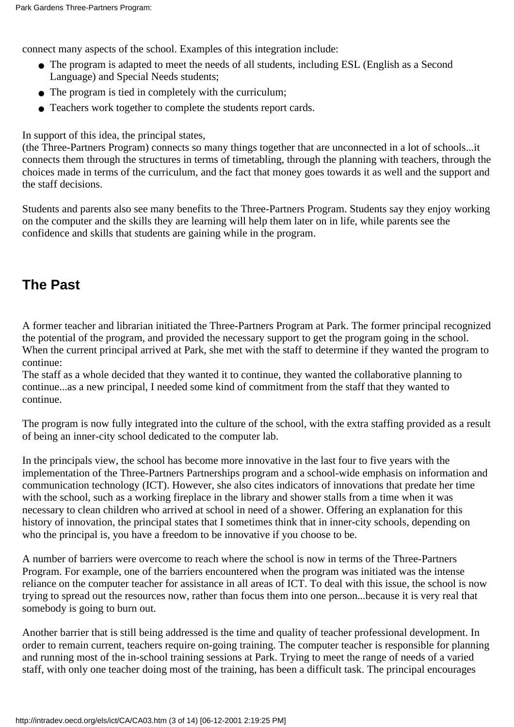connect many aspects of the school. Examples of this integration include:

- The program is adapted to meet the needs of all students, including ESL (English as a Second Language) and Special Needs students;
- The program is tied in completely with the curriculum;
- Teachers work together to complete the students report cards.

In support of this idea, the principal states,
(the Three-Partners Program) connects so many things together that are unconnected in a lot of schools...it connects them through the structures in terms of timetabling, through the planning with teachers, through the choices made in terms of the curriculum, and the fact that money goes towards it as well and the support and the staff decisions.

Students and parents also see many benefits to the Three-Partners Program. Students say they enjoy working on the computer and the skills they are learning will help them later on in life, while parents see the confidence and skills that students are gaining while in the program.

## The Past

A former teacher and librarian initiated the Three-Partners Program at Park. The former principal recognized the potential of the program, and provided the necessary support to get the program going in the school. When the current principal arrived at Park, she met with the staff to determine if they wanted the program to continue:
The staff as a whole decided that they wanted it to continue, they wanted the collaborative planning to continue...as a new principal, I needed some kind of commitment from the staff that they wanted to continue.

The program is now fully integrated into the culture of the school, with the extra staffing provided as a result of being an inner-city school dedicated to the computer lab.

In the principals view, the school has become more innovative in the last four to five years with the implementation of the Three-Partners Partnerships program and a school-wide emphasis on information and communication technology (ICT). However, she also cites indicators of innovations that predate her time with the school, such as a working fireplace in the library and shower stalls from a time when it was necessary to clean children who arrived at school in need of a shower. Offering an explanation for this history of innovation, the principal states that I sometimes think that in inner-city schools, depending on who the principal is, you have a freedom to be innovative if you choose to be.

A number of barriers were overcome to reach where the school is now in terms of the Three-Partners Program. For example, one of the barriers encountered when the program was initiated was the intense reliance on the computer teacher for assistance in all areas of ICT. To deal with this issue, the school is now trying to spread out the resources now, rather than focus them into one person...because it is very real that somebody is going to burn out.

Another barrier that is still being addressed is the time and quality of teacher professional development. In order to remain current, teachers require on-going training. The computer teacher is responsible for planning and running most of the in-school training sessions at Park. Trying to meet the range of needs of a varied staff, with only one teacher doing most of the training, has been a difficult task. The principal encourages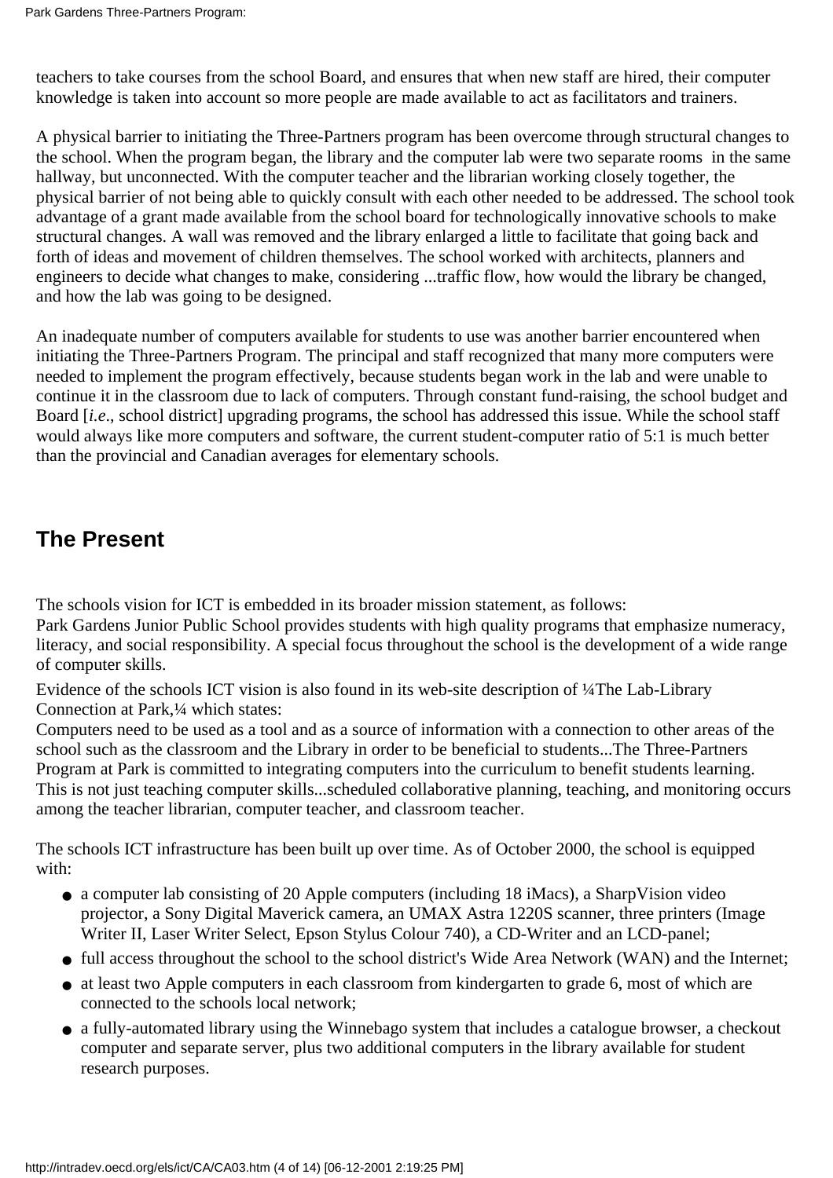teachers to take courses from the school Board, and ensures that when new staff are hired, their computer knowledge is taken into account so more people are made available to act as facilitators and trainers.

A physical barrier to initiating the Three-Partners program has been overcome through structural changes to the school. When the program began, the library and the computer lab were two separate rooms in the same hallway, but unconnected. With the computer teacher and the librarian working closely together, the physical barrier of not being able to quickly consult with each other needed to be addressed. The school took advantage of a grant made available from the school board for technologically innovative schools to make structural changes. A wall was removed and the library enlarged a little to facilitate that going back and forth of ideas and movement of children themselves. The school worked with architects, planners and engineers to decide what changes to make, considering ...traffic flow, how would the library be changed, and how the lab was going to be designed.

An inadequate number of computers available for students to use was another barrier encountered when initiating the Three-Partners Program. The principal and staff recognized that many more computers were needed to implement the program effectively, because students began work in the lab and were unable to continue it in the classroom due to lack of computers. Through constant fund-raising, the school budget and Board [*i.e*., school district] upgrading programs, the school has addressed this issue. While the school staff would always like more computers and software, the current student-computer ratio of 5:1 is much better than the provincial and Canadian averages for elementary schools.

## The Present

The schools vision for ICT is embedded in its broader mission statement, as follows:

Park Gardens Junior Public School provides students with high quality programs that emphasize numeracy, literacy, and social responsibility. A special focus throughout the school is the development of a wide range of computer skills.

Evidence of the schools ICT vision is also found in its web-site description of ¼The Lab-Library Connection at Park,¼ which states:

Computers need to be used as a tool and as a source of information with a connection to other areas of the school such as the classroom and the Library in order to be beneficial to students...The Three-Partners Program at Park is committed to integrating computers into the curriculum to benefit students learning. This is not just teaching computer skills...scheduled collaborative planning, teaching, and monitoring occurs among the teacher librarian, computer teacher, and classroom teacher.

The schools ICT infrastructure has been built up over time. As of October 2000, the school is equipped with:

- a computer lab consisting of 20 Apple computers (including 18 iMacs), a SharpVision video projector, a Sony Digital Maverick camera, an UMAX Astra 1220S scanner, three printers (Image Writer II, Laser Writer Select, Epson Stylus Colour 740), a CD-Writer and an LCD-panel;
- full access throughout the school to the school district's Wide Area Network (WAN) and the Internet;
- at least two Apple computers in each classroom from kindergarten to grade 6, most of which are connected to the schools local network;
- a fully-automated library using the Winnebago system that includes a catalogue browser, a checkout computer and separate server, plus two additional computers in the library available for student research purposes.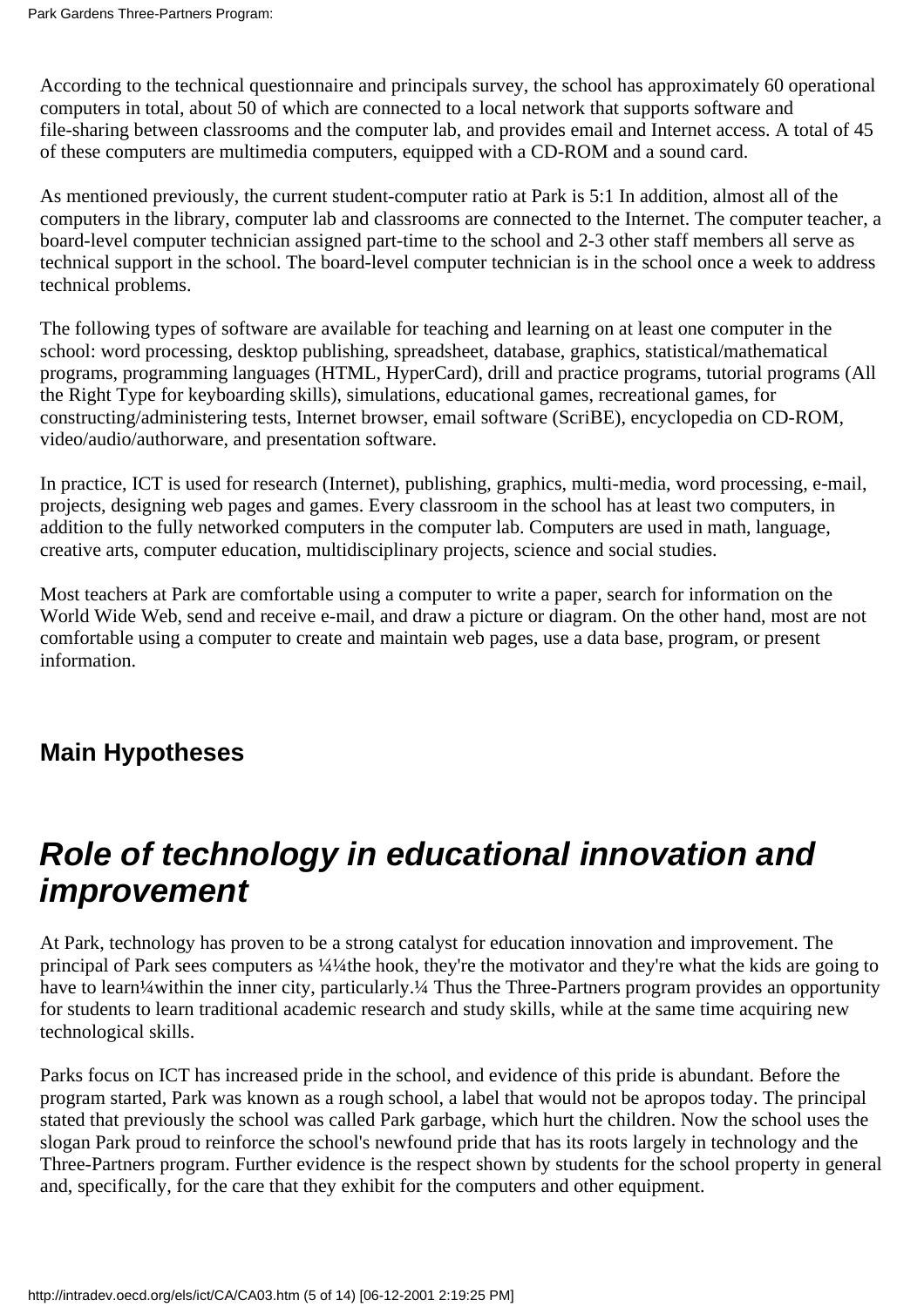According to the technical questionnaire and principals survey, the school has approximately 60 operational computers in total, about 50 of which are connected to a local network that supports software and file-sharing between classrooms and the computer lab, and provides email and Internet access. A total of 45 of these computers are multimedia computers, equipped with a CD-ROM and a sound card.

As mentioned previously, the current student-computer ratio at Park is 5:1 In addition, almost all of the computers in the library, computer lab and classrooms are connected to the Internet. The computer teacher, a board-level computer technician assigned part-time to the school and 2-3 other staff members all serve as technical support in the school. The board-level computer technician is in the school once a week to address technical problems.

The following types of software are available for teaching and learning on at least one computer in the school: word processing, desktop publishing, spreadsheet, database, graphics, statistical/mathematical programs, programming languages (HTML, HyperCard), drill and practice programs, tutorial programs (All the Right Type for keyboarding skills), simulations, educational games, recreational games, for constructing/administering tests, Internet browser, email software (ScriBE), encyclopedia on CD-ROM, video/audio/authorware, and presentation software.

In practice, ICT is used for research (Internet), publishing, graphics, multi-media, word processing, e-mail, projects, designing web pages and games. Every classroom in the school has at least two computers, in addition to the fully networked computers in the computer lab. Computers are used in math, language, creative arts, computer education, multidisciplinary projects, science and social studies.

Most teachers at Park are comfortable using a computer to write a paper, search for information on the World Wide Web, send and receive e-mail, and draw a picture or diagram. On the other hand, most are not comfortable using a computer to create and maintain web pages, use a data base, program, or present information.

## Main Hypotheses

# *Role of technology in educational innovation and improvement*

At Park, technology has proven to be a strong catalyst for education innovation and improvement. The principal of Park sees computers as ¼¼the hook, they're the motivator and they're what the kids are going to have to learn¼within the inner city, particularly.¼ Thus the Three-Partners program provides an opportunity for students to learn traditional academic research and study skills, while at the same time acquiring new technological skills.

Parks focus on ICT has increased pride in the school, and evidence of this pride is abundant. Before the program started, Park was known as a rough school, a label that would not be apropos today. The principal stated that previously the school was called Park garbage, which hurt the children. Now the school uses the slogan Park proud to reinforce the school's newfound pride that has its roots largely in technology and the Three-Partners program. Further evidence is the respect shown by students for the school property in general and, specifically, for the care that they exhibit for the computers and other equipment.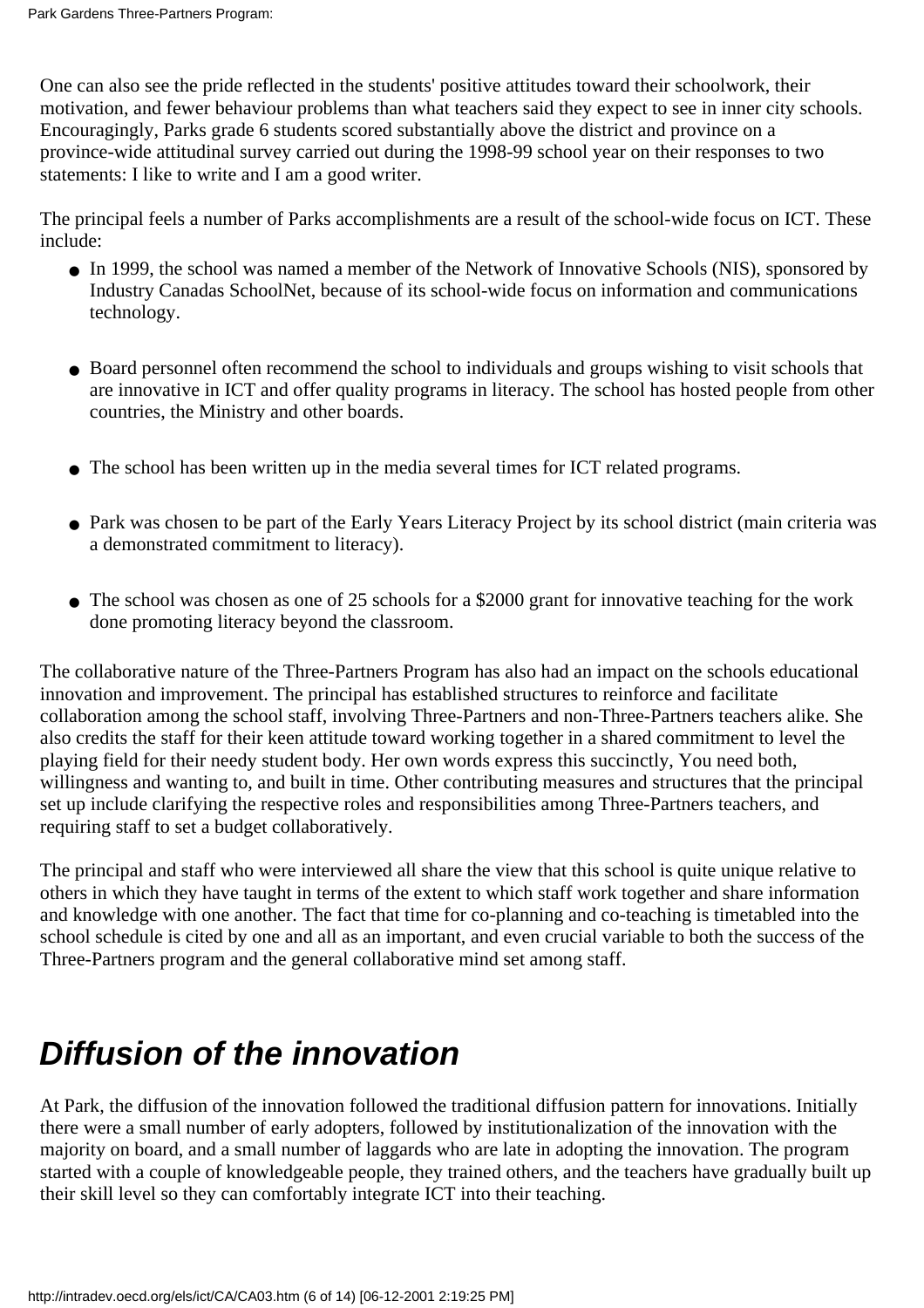One can also see the pride reflected in the students' positive attitudes toward their schoolwork, their motivation, and fewer behaviour problems than what teachers said they expect to see in inner city schools. Encouragingly, Parks grade 6 students scored substantially above the district and province on a province-wide attitudinal survey carried out during the 1998-99 school year on their responses to two statements: I like to write and I am a good writer.

The principal feels a number of Parks accomplishments are a result of the school-wide focus on ICT. These include:

- In 1999, the school was named a member of the Network of Innovative Schools (NIS), sponsored by Industry Canadas SchoolNet, because of its school-wide focus on information and communications technology.
- Board personnel often recommend the school to individuals and groups wishing to visit schools that are innovative in ICT and offer quality programs in literacy. The school has hosted people from other countries, the Ministry and other boards.
- The school has been written up in the media several times for ICT related programs.
- Park was chosen to be part of the Early Years Literacy Project by its school district (main criteria was a demonstrated commitment to literacy).
- The school was chosen as one of 25 schools for a $2000 grant for innovative teaching for the work done promoting literacy beyond the classroom.

The collaborative nature of the Three-Partners Program has also had an impact on the schools educational innovation and improvement. The principal has established structures to reinforce and facilitate collaboration among the school staff, involving Three-Partners and non-Three-Partners teachers alike. She also credits the staff for their keen attitude toward working together in a shared commitment to level the playing field for their needy student body. Her own words express this succinctly, You need both, willingness and wanting to, and built in time. Other contributing measures and structures that the principal set up include clarifying the respective roles and responsibilities among Three-Partners teachers, and requiring staff to set a budget collaboratively.

The principal and staff who were interviewed all share the view that this school is quite unique relative to others in which they have taught in terms of the extent to which staff work together and share information and knowledge with one another. The fact that time for co-planning and co-teaching is timetabled into the school schedule is cited by one and all as an important, and even crucial variable to both the success of the Three-Partners program and the general collaborative mind set among staff.

## *Diffusion of the innovation*

At Park, the diffusion of the innovation followed the traditional diffusion pattern for innovations. Initially there were a small number of early adopters, followed by institutionalization of the innovation with the majority on board, and a small number of laggards who are late in adopting the innovation. The program started with a couple of knowledgeable people, they trained others, and the teachers have gradually built up their skill level so they can comfortably integrate ICT into their teaching.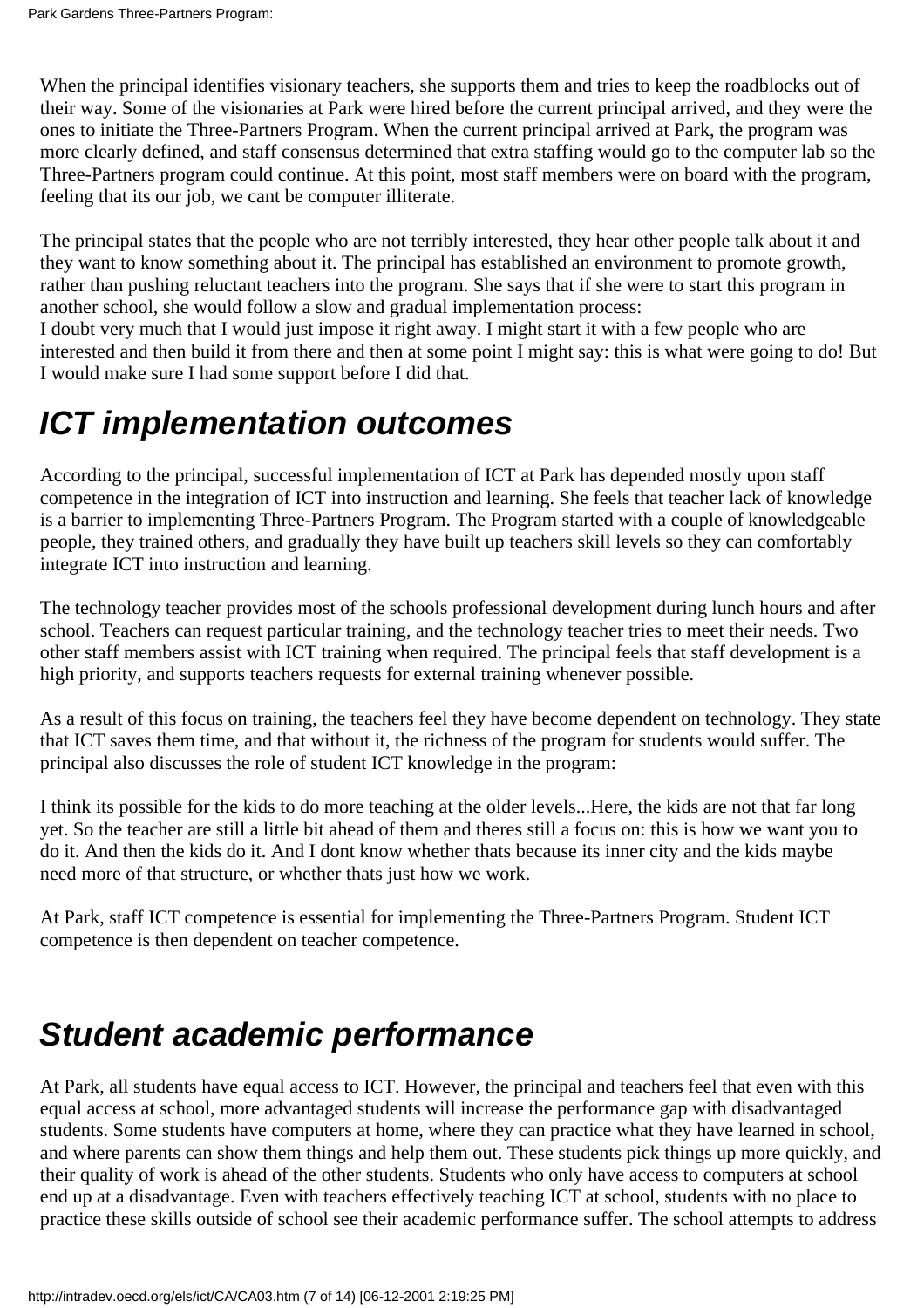When the principal identifies visionary teachers, she supports them and tries to keep the roadblocks out of their way. Some of the visionaries at Park were hired before the current principal arrived, and they were the ones to initiate the Three-Partners Program. When the current principal arrived at Park, the program was more clearly defined, and staff consensus determined that extra staffing would go to the computer lab so the Three-Partners program could continue. At this point, most staff members were on board with the program, feeling that its our job, we cant be computer illiterate.

The principal states that the people who are not terribly interested, they hear other people talk about it and they want to know something about it. The principal has established an environment to promote growth, rather than pushing reluctant teachers into the program. She says that if she were to start this program in another school, she would follow a slow and gradual implementation process:
I doubt very much that I would just impose it right away. I might start it with a few people who are interested and then build it from there and then at some point I might say: this is what were going to do! But I would make sure I had some support before I did that.

## *ICT implementation outcomes*

According to the principal, successful implementation of ICT at Park has depended mostly upon staff competence in the integration of ICT into instruction and learning. She feels that teacher lack of knowledge is a barrier to implementing Three-Partners Program. The Program started with a couple of knowledgeable people, they trained others, and gradually they have built up teachers skill levels so they can comfortably integrate ICT into instruction and learning.

The technology teacher provides most of the schools professional development during lunch hours and after school. Teachers can request particular training, and the technology teacher tries to meet their needs. Two other staff members assist with ICT training when required. The principal feels that staff development is a high priority, and supports teachers requests for external training whenever possible.

As a result of this focus on training, the teachers feel they have become dependent on technology. They state that ICT saves them time, and that without it, the richness of the program for students would suffer. The principal also discusses the role of student ICT knowledge in the program:

I think its possible for the kids to do more teaching at the older levels...Here, the kids are not that far long yet. So the teacher are still a little bit ahead of them and theres still a focus on: this is how we want you to do it. And then the kids do it. And I dont know whether thats because its inner city and the kids maybe need more of that structure, or whether thats just how we work.

At Park, staff ICT competence is essential for implementing the Three-Partners Program. Student ICT competence is then dependent on teacher competence.

## *Student academic performance*

At Park, all students have equal access to ICT. However, the principal and teachers feel that even with this equal access at school, more advantaged students will increase the performance gap with disadvantaged students. Some students have computers at home, where they can practice what they have learned in school, and where parents can show them things and help them out. These students pick things up more quickly, and their quality of work is ahead of the other students. Students who only have access to computers at school end up at a disadvantage. Even with teachers effectively teaching ICT at school, students with no place to practice these skills outside of school see their academic performance suffer. The school attempts to address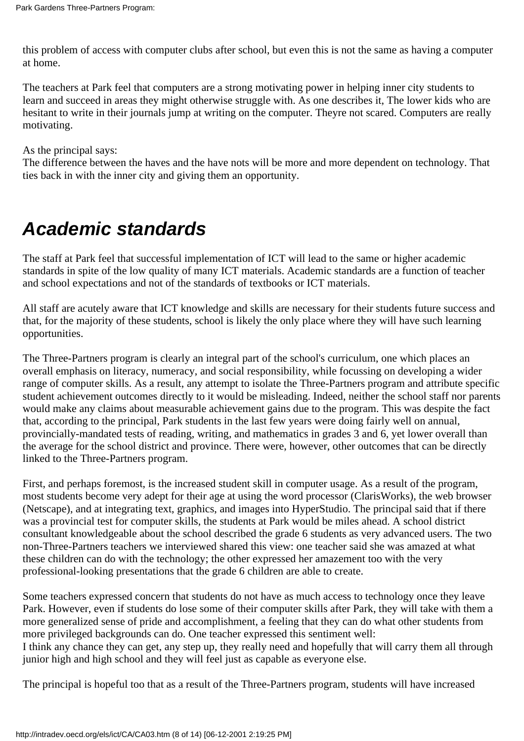this problem of access with computer clubs after school, but even this is not the same as having a computer at home.

The teachers at Park feel that computers are a strong motivating power in helping inner city students to learn and succeed in areas they might otherwise struggle with. As one describes it, The lower kids who are hesitant to write in their journals jump at writing on the computer. Theyre not scared. Computers are really motivating.

As the principal says:
The difference between the haves and the have nots will be more and more dependent on technology. That ties back in with the inner city and giving them an opportunity.

## *Academic standards*

The staff at Park feel that successful implementation of ICT will lead to the same or higher academic standards in spite of the low quality of many ICT materials. Academic standards are a function of teacher and school expectations and not of the standards of textbooks or ICT materials.

All staff are acutely aware that ICT knowledge and skills are necessary for their students future success and that, for the majority of these students, school is likely the only place where they will have such learning opportunities.

The Three-Partners program is clearly an integral part of the school's curriculum, one which places an overall emphasis on literacy, numeracy, and social responsibility, while focussing on developing a wider range of computer skills. As a result, any attempt to isolate the Three-Partners program and attribute specific student achievement outcomes directly to it would be misleading. Indeed, neither the school staff nor parents would make any claims about measurable achievement gains due to the program. This was despite the fact that, according to the principal, Park students in the last few years were doing fairly well on annual, provincially-mandated tests of reading, writing, and mathematics in grades 3 and 6, yet lower overall than the average for the school district and province. There were, however, other outcomes that can be directly linked to the Three-Partners program.

First, and perhaps foremost, is the increased student skill in computer usage. As a result of the program, most students become very adept for their age at using the word processor (ClarisWorks), the web browser (Netscape), and at integrating text, graphics, and images into HyperStudio. The principal said that if there was a provincial test for computer skills, the students at Park would be miles ahead. A school district consultant knowledgeable about the school described the grade 6 students as very advanced users. The two non-Three-Partners teachers we interviewed shared this view: one teacher said she was amazed at what these children can do with the technology; the other expressed her amazement too with the very professional-looking presentations that the grade 6 children are able to create.

Some teachers expressed concern that students do not have as much access to technology once they leave Park. However, even if students do lose some of their computer skills after Park, they will take with them a more generalized sense of pride and accomplishment, a feeling that they can do what other students from more privileged backgrounds can do. One teacher expressed this sentiment well:
I think any chance they can get, any step up, they really need and hopefully that will carry them all through junior high and high school and they will feel just as capable as everyone else.

The principal is hopeful too that as a result of the Three-Partners program, students will have increased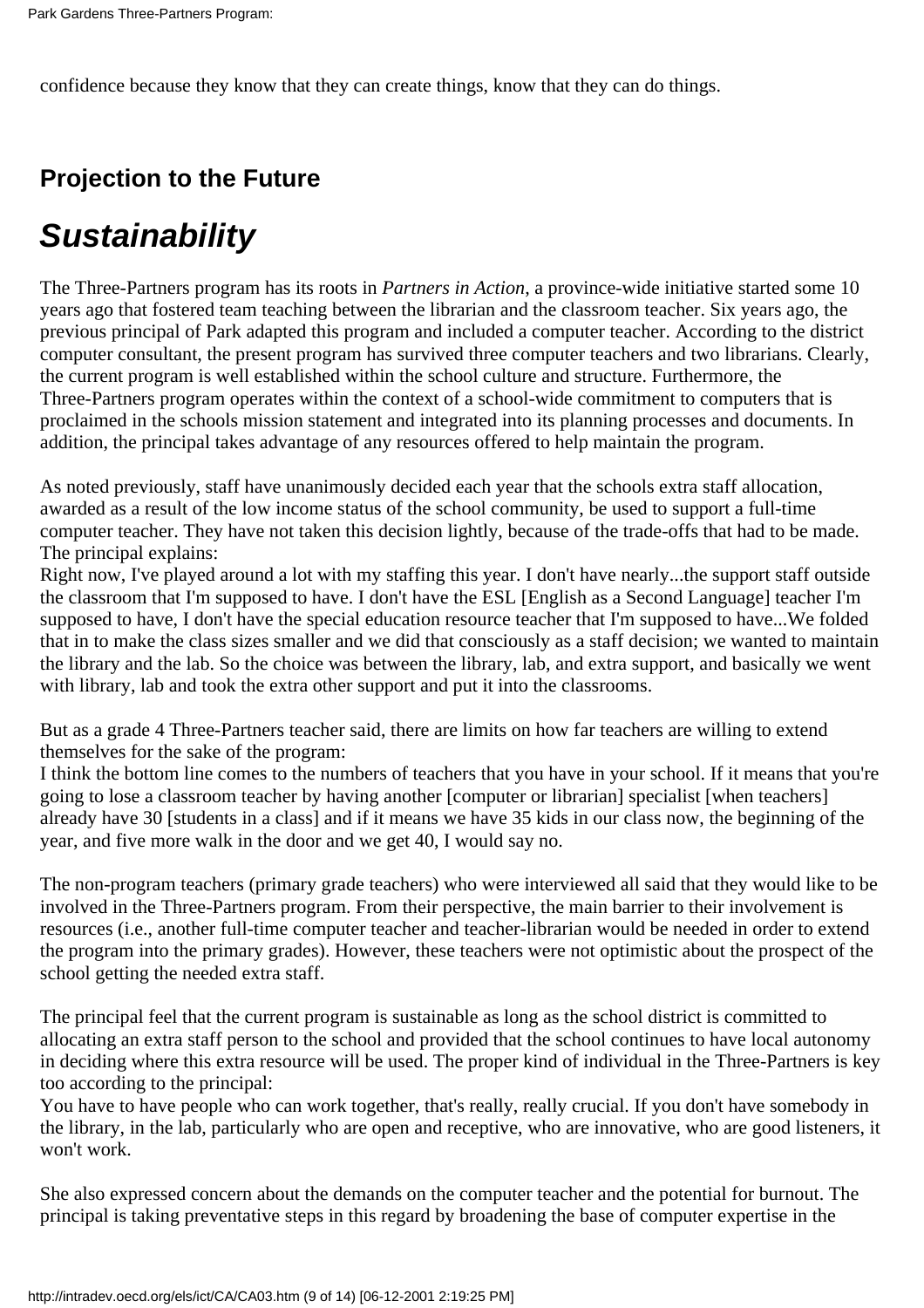confidence because they know that they can create things, know that they can do things.

## Projection to the Future

# *Sustainability*

The Three-Partners program has its roots in *Partners in Action*, a province-wide initiative started some 10 years ago that fostered team teaching between the librarian and the classroom teacher. Six years ago, the previous principal of Park adapted this program and included a computer teacher. According to the district computer consultant, the present program has survived three computer teachers and two librarians. Clearly, the current program is well established within the school culture and structure. Furthermore, the Three-Partners program operates within the context of a school-wide commitment to computers that is proclaimed in the schools mission statement and integrated into its planning processes and documents. In addition, the principal takes advantage of any resources offered to help maintain the program.

As noted previously, staff have unanimously decided each year that the schools extra staff allocation, awarded as a result of the low income status of the school community, be used to support a full-time computer teacher. They have not taken this decision lightly, because of the trade-offs that had to be made. The principal explains:

Right now, I've played around a lot with my staffing this year. I don't have nearly...the support staff outside the classroom that I'm supposed to have. I don't have the ESL [English as a Second Language] teacher I'm supposed to have, I don't have the special education resource teacher that I'm supposed to have...We folded that in to make the class sizes smaller and we did that consciously as a staff decision; we wanted to maintain the library and the lab. So the choice was between the library, lab, and extra support, and basically we went with library, lab and took the extra other support and put it into the classrooms.

But as a grade 4 Three-Partners teacher said, there are limits on how far teachers are willing to extend themselves for the sake of the program:

I think the bottom line comes to the numbers of teachers that you have in your school. If it means that you're going to lose a classroom teacher by having another [computer or librarian] specialist [when teachers] already have 30 [students in a class] and if it means we have 35 kids in our class now, the beginning of the year, and five more walk in the door and we get 40, I would say no.

The non-program teachers (primary grade teachers) who were interviewed all said that they would like to be involved in the Three-Partners program. From their perspective, the main barrier to their involvement is resources (i.e., another full-time computer teacher and teacher-librarian would be needed in order to extend the program into the primary grades). However, these teachers were not optimistic about the prospect of the school getting the needed extra staff.

The principal feel that the current program is sustainable as long as the school district is committed to allocating an extra staff person to the school and provided that the school continues to have local autonomy in deciding where this extra resource will be used. The proper kind of individual in the Three-Partners is key too according to the principal:

You have to have people who can work together, that's really, really crucial. If you don't have somebody in the library, in the lab, particularly who are open and receptive, who are innovative, who are good listeners, it won't work.

She also expressed concern about the demands on the computer teacher and the potential for burnout. The principal is taking preventative steps in this regard by broadening the base of computer expertise in the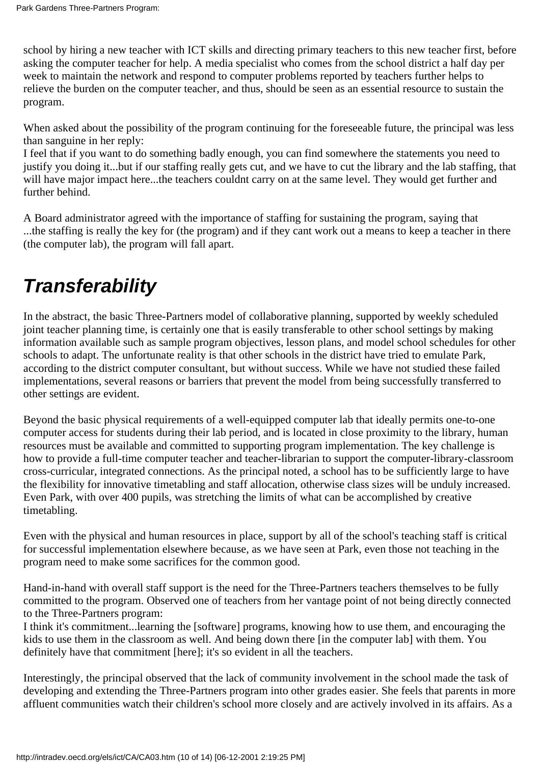school by hiring a new teacher with ICT skills and directing primary teachers to this new teacher first, before asking the computer teacher for help. A media specialist who comes from the school district a half day per week to maintain the network and respond to computer problems reported by teachers further helps to relieve the burden on the computer teacher, and thus, should be seen as an essential resource to sustain the program.

When asked about the possibility of the program continuing for the foreseeable future, the principal was less than sanguine in her reply:
I feel that if you want to do something badly enough, you can find somewhere the statements you need to justify you doing it...but if our staffing really gets cut, and we have to cut the library and the lab staffing, that will have major impact here...the teachers couldnt carry on at the same level. They would get further and further behind.

A Board administrator agreed with the importance of staffing for sustaining the program, saying that
...the staffing is really the key for (the program) and if they cant work out a means to keep a teacher in there (the computer lab), the program will fall apart.

## *Transferability*

In the abstract, the basic Three-Partners model of collaborative planning, supported by weekly scheduled joint teacher planning time, is certainly one that is easily transferable to other school settings by making information available such as sample program objectives, lesson plans, and model school schedules for other schools to adapt. The unfortunate reality is that other schools in the district have tried to emulate Park, according to the district computer consultant, but without success. While we have not studied these failed implementations, several reasons or barriers that prevent the model from being successfully transferred to other settings are evident.

Beyond the basic physical requirements of a well-equipped computer lab that ideally permits one-to-one computer access for students during their lab period, and is located in close proximity to the library, human resources must be available and committed to supporting program implementation. The key challenge is how to provide a full-time computer teacher and teacher-librarian to support the computer-library-classroom cross-curricular, integrated connections. As the principal noted, a school has to be sufficiently large to have the flexibility for innovative timetabling and staff allocation, otherwise class sizes will be unduly increased. Even Park, with over 400 pupils, was stretching the limits of what can be accomplished by creative timetabling.

Even with the physical and human resources in place, support by all of the school's teaching staff is critical for successful implementation elsewhere because, as we have seen at Park, even those not teaching in the program need to make some sacrifices for the common good.

Hand-in-hand with overall staff support is the need for the Three-Partners teachers themselves to be fully committed to the program. Observed one of teachers from her vantage point of not being directly connected to the Three-Partners program:
I think it's commitment...learning the [software] programs, knowing how to use them, and encouraging the kids to use them in the classroom as well. And being down there [in the computer lab] with them. You definitely have that commitment [here]; it's so evident in all the teachers.

Interestingly, the principal observed that the lack of community involvement in the school made the task of developing and extending the Three-Partners program into other grades easier. She feels that parents in more affluent communities watch their children's school more closely and are actively involved in its affairs. As a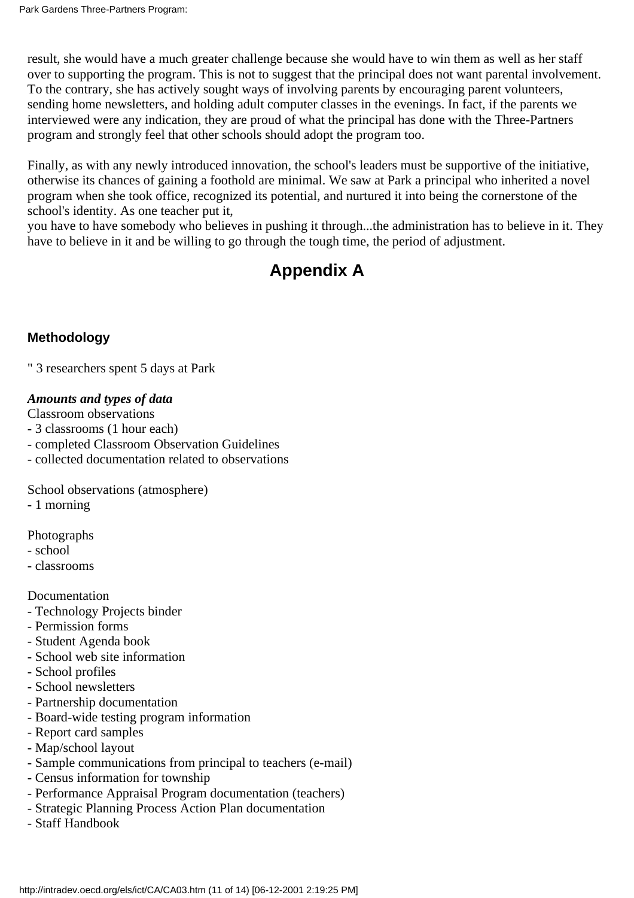result, she would have a much greater challenge because she would have to win them as well as her staff over to supporting the program. This is not to suggest that the principal does not want parental involvement. To the contrary, she has actively sought ways of involving parents by encouraging parent volunteers, sending home newsletters, and holding adult computer classes in the evenings. In fact, if the parents we interviewed were any indication, they are proud of what the principal has done with the Three-Partners program and strongly feel that other schools should adopt the program too.

Finally, as with any newly introduced innovation, the school's leaders must be supportive of the initiative, otherwise its chances of gaining a foothold are minimal. We saw at Park a principal who inherited a novel program when she took office, recognized its potential, and nurtured it into being the cornerstone of the school's identity. As one teacher put it,

you have to have somebody who believes in pushing it through...the administration has to believe in it. They have to believe in it and be willing to go through the tough time, the period of adjustment.

# Appendix A

### Methodology

" 3 researchers spent 5 days at Park

***Amounts and types of data***

Classroom observations
- 3 classrooms (1 hour each)
- completed Classroom Observation Guidelines
- collected documentation related to observations

School observations (atmosphere)
- 1 morning

Photographs
- school
- classrooms

Documentation
- Technology Projects binder
- Permission forms
- Student Agenda book
- School web site information
- School profiles
- School newsletters
- Partnership documentation
- Board-wide testing program information
- Report card samples
- Map/school layout
- Sample communications from principal to teachers (e-mail)
- Census information for township
- Performance Appraisal Program documentation (teachers)
- Strategic Planning Process Action Plan documentation
- Staff Handbook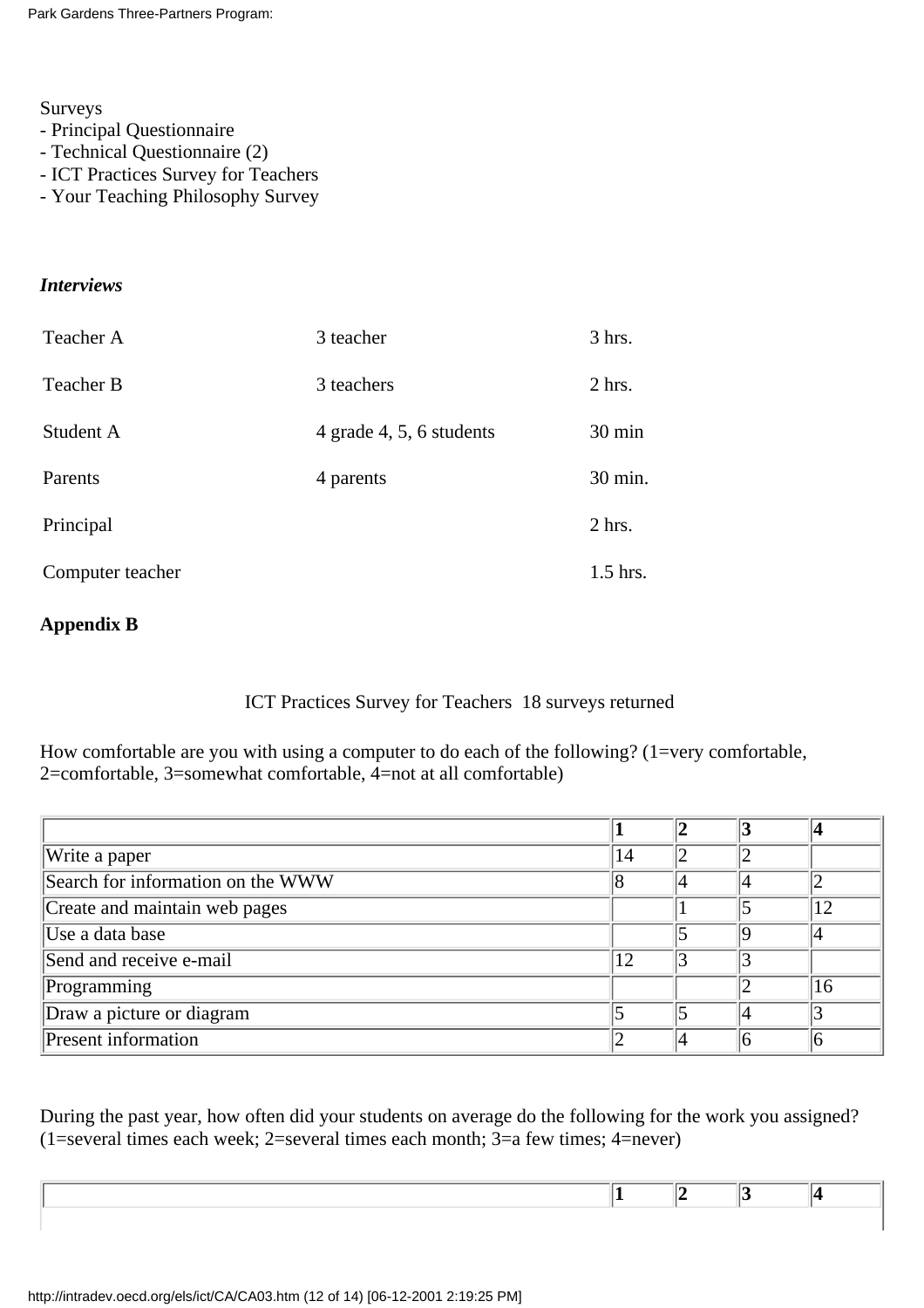Surveys
- Principal Questionnaire
- Technical Questionnaire (2)
- ICT Practices Survey for Teachers
- Your Teaching Philosophy Survey

***Interviews***

| | | |
|---|---|---|
| Teacher A | 3 teacher | 3 hrs. |
| Teacher B | 3 teachers | 2 hrs. |
| Student A | 4 grade 4, 5, 6 students | 30 min |
| Parents | 4 parents | 30 min. |
| Principal | | 2 hrs. |
| Computer teacher | | 1.5 hrs. |

**Appendix B**

ICT Practices Survey for Teachers 18 surveys returned

How comfortable are you with using a computer to do each of the following? (1=very comfortable, 2=comfortable, 3=somewhat comfortable, 4=not at all comfortable)

| | **1** | **2** | **3** | **4** |
|---|---|---|---|---|
| Write a paper | 14 | 2 | 2 | |
| Search for information on the WWW | 8 | 4 | 4 | 2 |
| Create and maintain web pages | | 1 | 5 | 12 |
| Use a data base | | 5 | 9 | 4 |
| Send and receive e-mail | 12 | 3 | 3 | |
| Programming | | | 2 | 16 |
| Draw a picture or diagram | 5 | 5 | 4 | 3 |
| Present information | 2 | 4 | 6 | 6 |

During the past year, how often did your students on average do the following for the work you assigned? (1=several times each week; 2=several times each month; 3=a few times; 4=never)

| | **1** | **2** | **3** | **4** |
|---|---|---|---|---|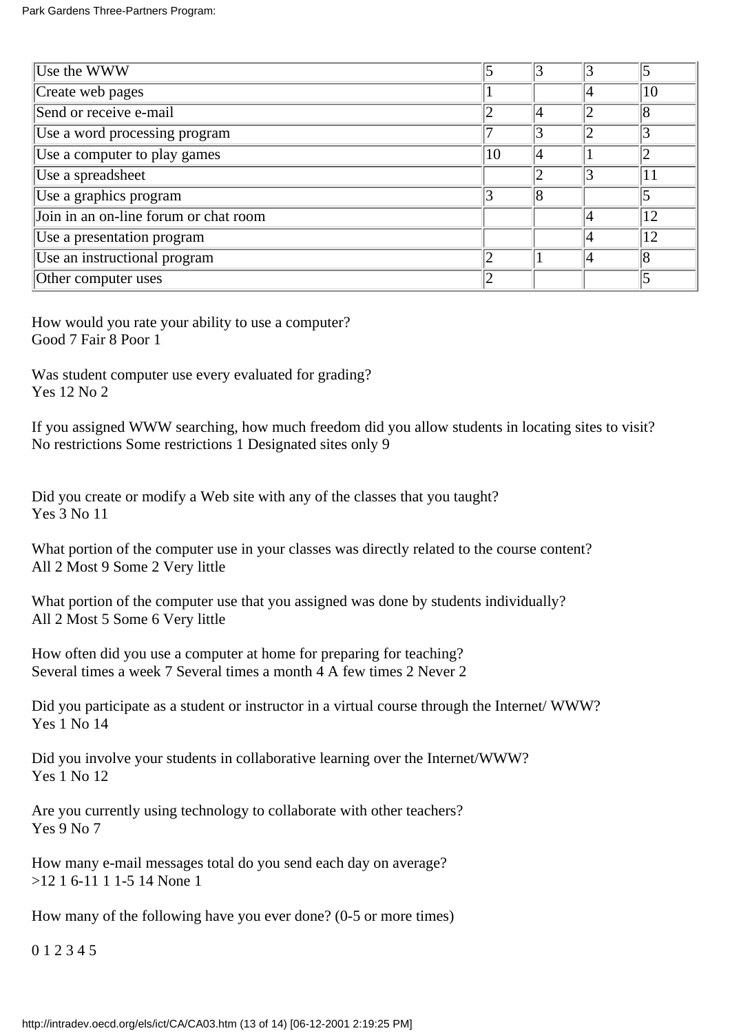| | | | | |
|---|---|---|---|---|
| Use the WWW | 5 | 3 | 3 | 5 |
| Create web pages | 1 | | 4 | 10 |
| Send or receive e-mail | 2 | 4 | 2 | 8 |
| Use a word processing program | 7 | 3 | 2 | 3 |
| Use a computer to play games | 10 | 4 | 1 | 2 |
| Use a spreadsheet | | 2 | 3 | 11 |
| Use a graphics program | 3 | 8 | | 5 |
| Join in an on-line forum or chat room | | | 4 | 12 |
| Use a presentation program | | | 4 | 12 |
| Use an instructional program | 2 | 1 | 4 | 8 |
| Other computer uses | 2 | | | 5 |

How would you rate your ability to use a computer?
Good 7 Fair 8 Poor 1

Was student computer use every evaluated for grading?
Yes 12 No 2

If you assigned WWW searching, how much freedom did you allow students in locating sites to visit?
No restrictions Some restrictions 1 Designated sites only 9

Did you create or modify a Web site with any of the classes that you taught?
Yes 3 No 11

What portion of the computer use in your classes was directly related to the course content?
All 2 Most 9 Some 2 Very little

What portion of the computer use that you assigned was done by students individually?
All 2 Most 5 Some 6 Very little

How often did you use a computer at home for preparing for teaching?
Several times a week 7 Several times a month 4 A few times 2 Never 2

Did you participate as a student or instructor in a virtual course through the Internet/ WWW?
Yes 1 No 14

Did you involve your students in collaborative learning over the Internet/WWW?
Yes 1 No 12

Are you currently using technology to collaborate with other teachers?
Yes 9 No 7

How many e-mail messages total do you send each day on average?
>12 1 6-11 1 1-5 14 None 1

How many of the following have you ever done? (0-5 or more times)

0 1 2 3 4 5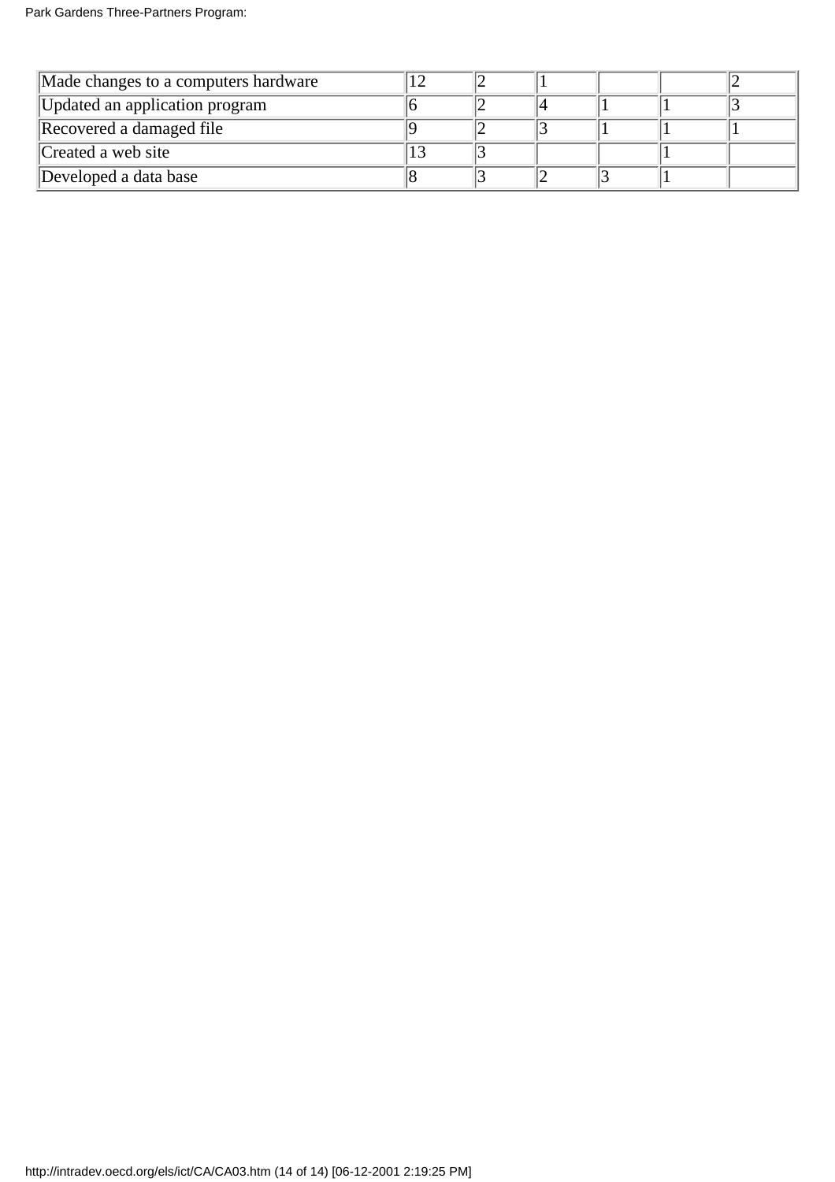| | | | | | | |
|---|---|---|---|---|---|---|
| Made changes to a computers hardware | 12 | 2 | 1 | | | 2 |
| Updated an application program | 6 | 2 | 4 | 1 | 1 | 3 |
| Recovered a damaged file | 9 | 2 | 3 | 1 | 1 | 1 |
| Created a web site | 13 | 3 | | | 1 | |
| Developed a data base | 8 | 3 | 2 | 3 | 1 | |